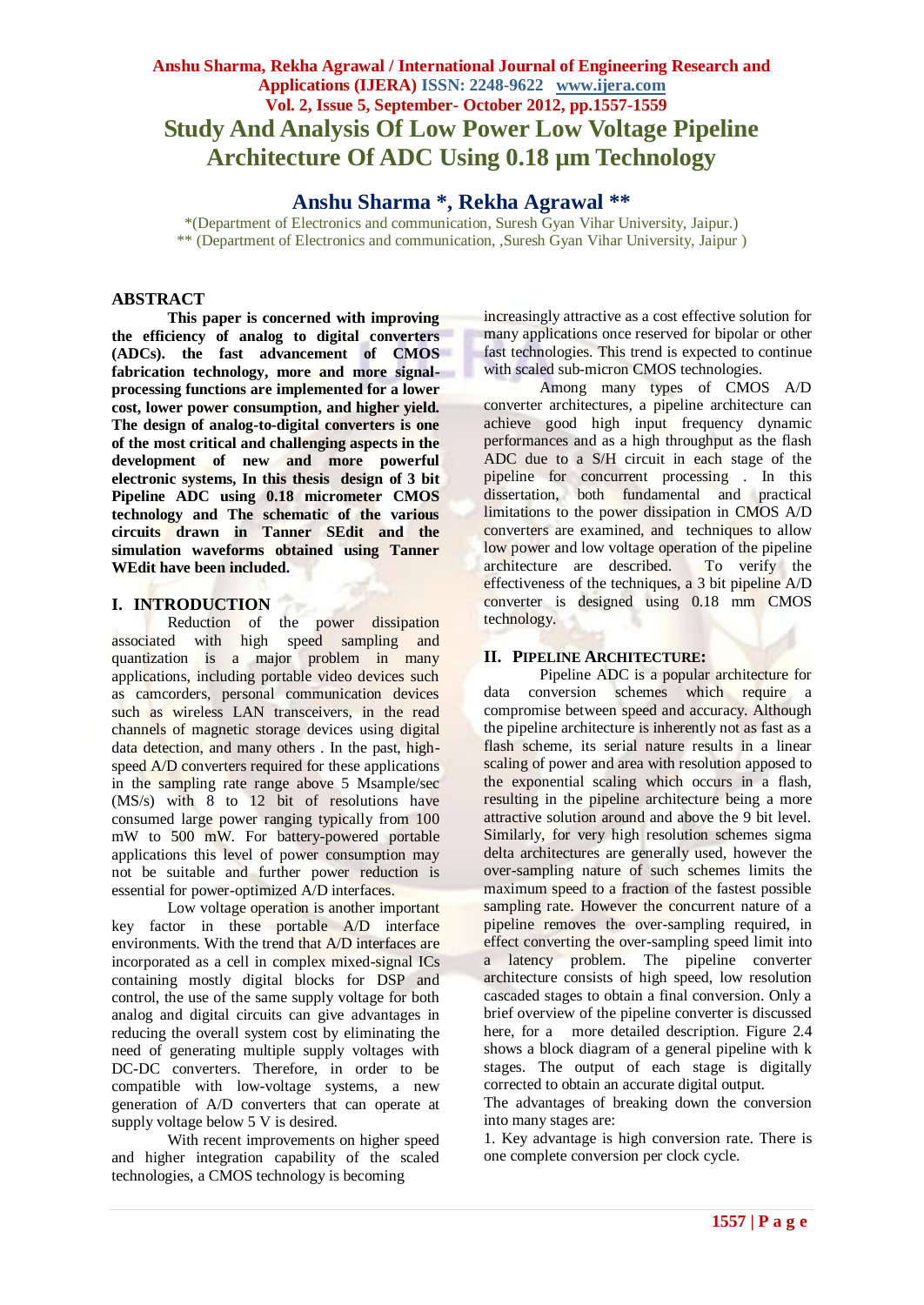# Study And Analysis Of Low Power Low Voltage Pipeline Architecture Of ADC Using 0.18 µm Technology

## Anshu Sharma *, Rekha Agrawal **

*(Department of Electronics and communication, Suresh Gyan Vihar University, Jaipur.)
** (Department of Electronics and communication, ,Suresh Gyan Vihar University, Jaipur )

## ABSTRACT

**This paper is concerned with improving the efficiency of analog to digital converters (ADCs). the fast advancement of CMOS fabrication technology, more and more signal-processing functions are implemented for a lower cost, lower power consumption, and higher yield. The design of analog-to-digital converters is one of the most critical and challenging aspects in the development of new and more powerful electronic systems, In this thesis design of 3 bit Pipeline ADC using 0.18 micrometer CMOS technology and The schematic of the various circuits drawn in Tanner SEdit and the simulation waveforms obtained using Tanner WEdit have been included.**

## I. INTRODUCTION

Reduction of the power dissipation associated with high speed sampling and quantization is a major problem in many applications, including portable video devices such as camcorders, personal communication devices such as wireless LAN transceivers, in the read channels of magnetic storage devices using digital data detection, and many others . In the past, high-speed A/D converters required for these applications in the sampling rate range above 5 Msample/sec (MS/s) with 8 to 12 bit of resolutions have consumed large power ranging typically from 100 mW to 500 mW. For battery-powered portable applications this level of power consumption may not be suitable and further power reduction is essential for power-optimized A/D interfaces.

Low voltage operation is another important key factor in these portable A/D interface environments. With the trend that A/D interfaces are incorporated as a cell in complex mixed-signal ICs containing mostly digital blocks for DSP and control, the use of the same supply voltage for both analog and digital circuits can give advantages in reducing the overall system cost by eliminating the need of generating multiple supply voltages with DC-DC converters. Therefore, in order to be compatible with low-voltage systems, a new generation of A/D converters that can operate at supply voltage below 5 V is desired.

With recent improvements on higher speed and higher integration capability of the scaled technologies, a CMOS technology is becoming increasingly attractive as a cost effective solution for many applications once reserved for bipolar or other fast technologies. This trend is expected to continue with scaled sub-micron CMOS technologies.

Among many types of CMOS A/D converter architectures, a pipeline architecture can achieve good high input frequency dynamic performances and as a high throughput as the flash ADC due to a S/H circuit in each stage of the pipeline for concurrent processing . In this dissertation, both fundamental and practical limitations to the power dissipation in CMOS A/D converters are examined, and techniques to allow low power and low voltage operation of the pipeline architecture are described. To verify the effectiveness of the techniques, a 3 bit pipeline A/D converter is designed using 0.18 mm CMOS technology.

## II. PIPELINE ARCHITECTURE:

Pipeline ADC is a popular architecture for data conversion schemes which require a compromise between speed and accuracy. Although the pipeline architecture is inherently not as fast as a flash scheme, its serial nature results in a linear scaling of power and area with resolution apposed to the exponential scaling which occurs in a flash, resulting in the pipeline architecture being a more attractive solution around and above the 9 bit level. Similarly, for very high resolution schemes sigma delta architectures are generally used, however the over-sampling nature of such schemes limits the maximum speed to a fraction of the fastest possible sampling rate. However the concurrent nature of a pipeline removes the over-sampling required, in effect converting the over-sampling speed limit into a latency problem. The pipeline converter architecture consists of high speed, low resolution cascaded stages to obtain a final conversion. Only a brief overview of the pipeline converter is discussed here, for a more detailed description. Figure 2.4 shows a block diagram of a general pipeline with k stages. The output of each stage is digitally corrected to obtain an accurate digital output.

The advantages of breaking down the conversion into many stages are:

1. Key advantage is high conversion rate. There is one complete conversion per clock cycle.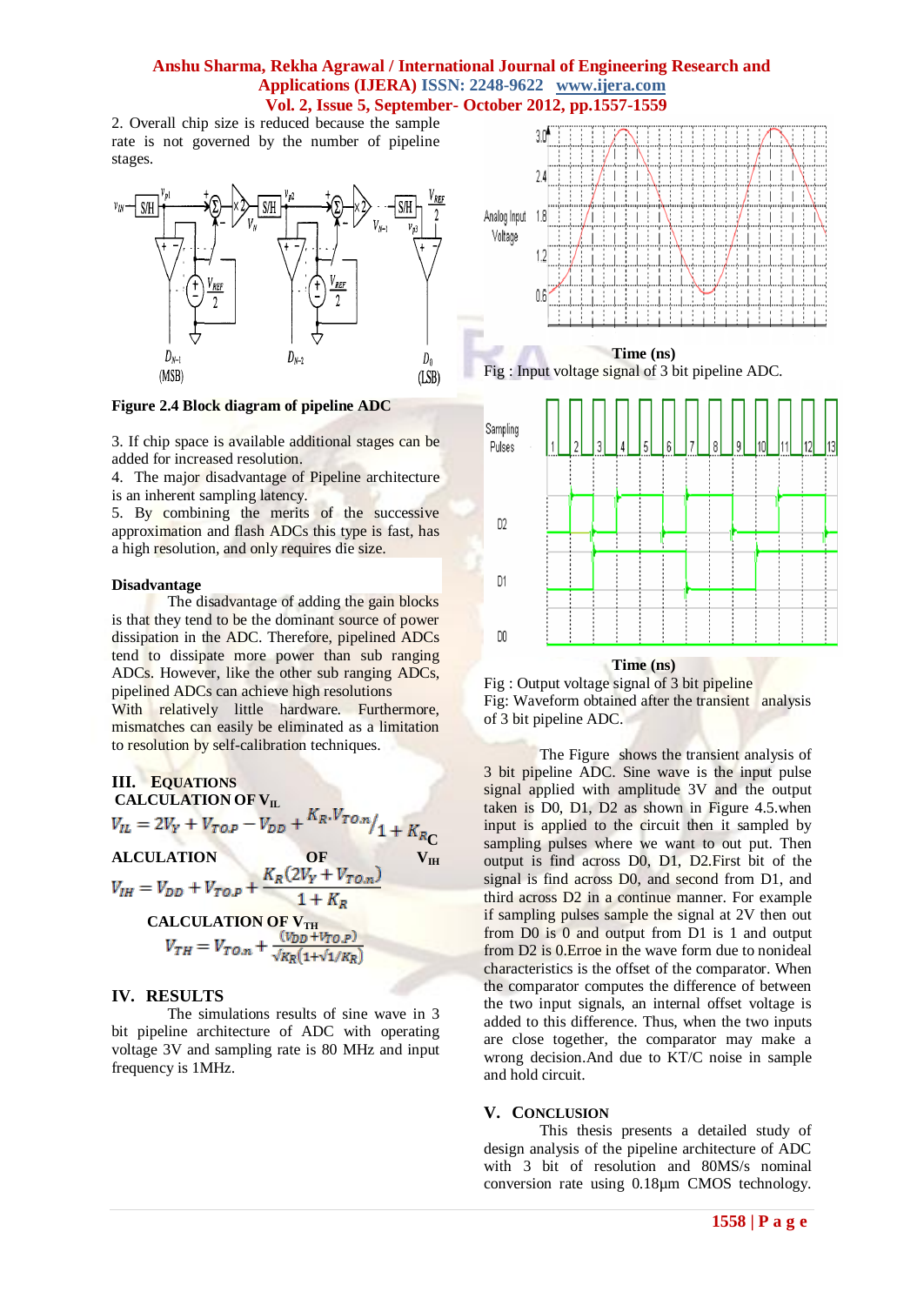2. Overall chip size is reduced because the sample rate is not governed by the number of pipeline stages.

**Figure 2.4 Block diagram of pipeline ADC**

3. If chip space is available additional stages can be added for increased resolution.
4. The major disadvantage of Pipeline architecture is an inherent sampling latency.
5. By combining the merits of the successive approximation and flash ADCs this type is fast, has a high resolution, and only requires die size.

**Disadvantage**

The disadvantage of adding the gain blocks is that they tend to be the dominant source of power dissipation in the ADC. Therefore, pipelined ADCs tend to dissipate more power than sub ranging ADCs. However, like the other sub ranging ADCs, pipelined ADCs can achieve high resolutions With relatively little hardware. Furthermore, mismatches can easily be eliminated as a limitation to resolution by self-calibration techniques.

## III. EQUATIONS

**CALCULATION OF $V_{IL}$**

$$V_{IL} = 2V_Y + V_{TO.P} - V_{DD} + {K_R.V_{TO.n}}/{1 + K_R}$$

**CALCULATION OF $V_{IH}$**

$$V_{IH} = V_{DD} + V_{TO.P} + \frac{K_R(2V_Y + V_{TO.n})}{1 + K_R}$$

**CALCULATION OF $V_{TH}$**

$$V_{TH} = V_{TO.n} + \frac{(V_{DD} + V_{TO.P})}{\sqrt{K_R}(1+\sqrt{1/K_R})}$$

## IV. RESULTS

The simulations results of sine wave in 3 bit pipeline architecture of ADC with operating voltage 3V and sampling rate is 80 MHz and input frequency is 1MHz.

Time (ns)

Fig : Input voltage signal of 3 bit pipeline ADC.

Time (ns)

Fig : Output voltage signal of 3 bit pipeline

Fig: Waveform obtained after the transient analysis of 3 bit pipeline ADC.

The Figure shows the transient analysis of 3 bit pipeline ADC. Sine wave is the input pulse signal applied with amplitude 3V and the output taken is D0, D1, D2 as shown in Figure 4.5.when input is applied to the circuit then it sampled by sampling pulses where we want to out put. Then output is find across D0, D1, D2.First bit of the signal is find across D0, and second from D1, and third across D2 in a continue manner. For example if sampling pulses sample the signal at 2V then out from D0 is 0 and output from D1 is 1 and output from D2 is 0.Erroe in the wave form due to nonideal characteristics is the offset of the comparator. When the comparator computes the difference of between the two input signals, an internal offset voltage is added to this difference. Thus, when the two inputs are close together, the comparator may make a wrong decision.And due to KT/C noise in sample and hold circuit.

## V. CONCLUSION

This thesis presents a detailed study of design analysis of the pipeline architecture of ADC with 3 bit of resolution and 80MS/s nominal conversion rate using 0.18µm CMOS technology.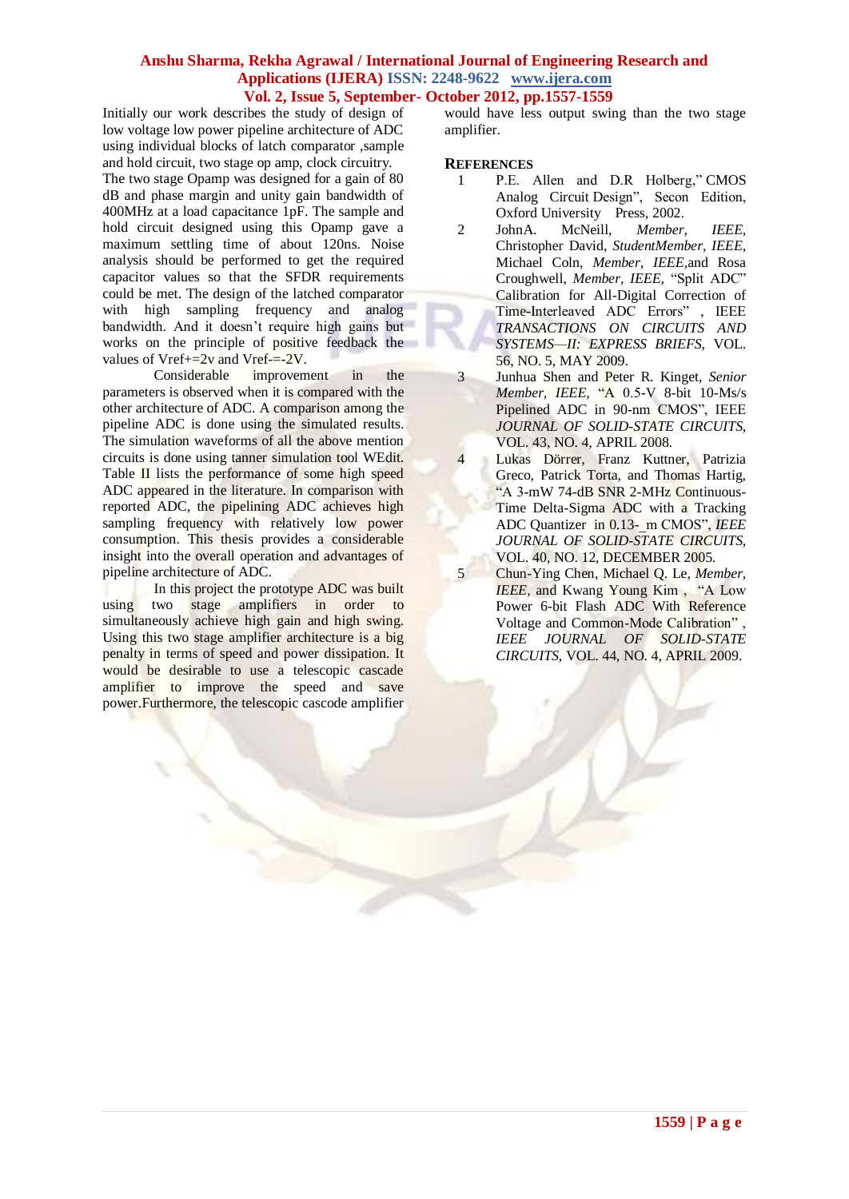Initially our work describes the study of design of low voltage low power pipeline architecture of ADC using individual blocks of latch comparator ,sample and hold circuit, two stage op amp, clock circuitry. The two stage Opamp was designed for a gain of 80 dB and phase margin and unity gain bandwidth of 400MHz at a load capacitance 1pF. The sample and hold circuit designed using this Opamp gave a maximum settling time of about 120ns. Noise analysis should be performed to get the required capacitor values so that the SFDR requirements could be met. The design of the latched comparator with high sampling frequency and analog bandwidth. And it doesn't require high gains but works on the principle of positive feedback the values of Vref+=2v and Vref-=-2V.

Considerable improvement in the parameters is observed when it is compared with the other architecture of ADC. A comparison among the pipeline ADC is done using the simulated results. The simulation waveforms of all the above mention circuits is done using tanner simulation tool WEdit. Table II lists the performance of some high speed ADC appeared in the literature. In comparison with reported ADC, the pipelining ADC achieves high sampling frequency with relatively low power consumption. This thesis provides a considerable insight into the overall operation and advantages of pipeline architecture of ADC.

In this project the prototype ADC was built using two stage amplifiers in order to simultaneously achieve high gain and high swing. Using this two stage amplifier architecture is a big penalty in terms of speed and power dissipation. It would be desirable to use a telescopic cascade amplifier to improve the speed and save power.Furthermore, the telescopic cascode amplifier would have less output swing than the two stage amplifier.

## REFERENCES

1. P.E. Allen and D.R Holberg," CMOS Analog Circuit Design", Secon Edition, Oxford University Press, 2002.
2. JohnA. McNeill, *Member, IEEE,* Christopher David, *StudentMember, IEEE,* Michael Coln, *Member, IEEE,*and Rosa Croughwell, *Member, IEEE,* "Split ADC" Calibration for All-Digital Correction of Time-Interleaved ADC Errors" , IEEE *TRANSACTIONS ON CIRCUITS AND SYSTEMS—II: EXPRESS BRIEFS*, VOL. 56, NO. 5, MAY 2009.
3. Junhua Shen and Peter R. Kinget, *Senior Member, IEEE,* "A 0.5-V 8-bit 10-Ms/s Pipelined ADC in 90-nm CMOS", IEEE *JOURNAL OF SOLID-STATE CIRCUITS*, VOL. 43, NO. 4, APRIL 2008.
4. Lukas Dörrer, Franz Kuttner, Patrizia Greco, Patrick Torta, and Thomas Hartig, "A 3-mW 74-dB SNR 2-MHz Continuous-Time Delta-Sigma ADC with a Tracking ADC Quantizer in 0.13-_m CMOS", *IEEE JOURNAL OF SOLID-STATE CIRCUITS*, VOL. 40, NO. 12, DECEMBER 2005.
5. Chun-Ying Chen, Michael Q. Le, *Member, IEEE*, and Kwang Young Kim , "A Low Power 6-bit Flash ADC With Reference Voltage and Common-Mode Calibration" , *IEEE JOURNAL OF SOLID-STATE CIRCUITS*, VOL. 44, NO. 4, APRIL 2009.